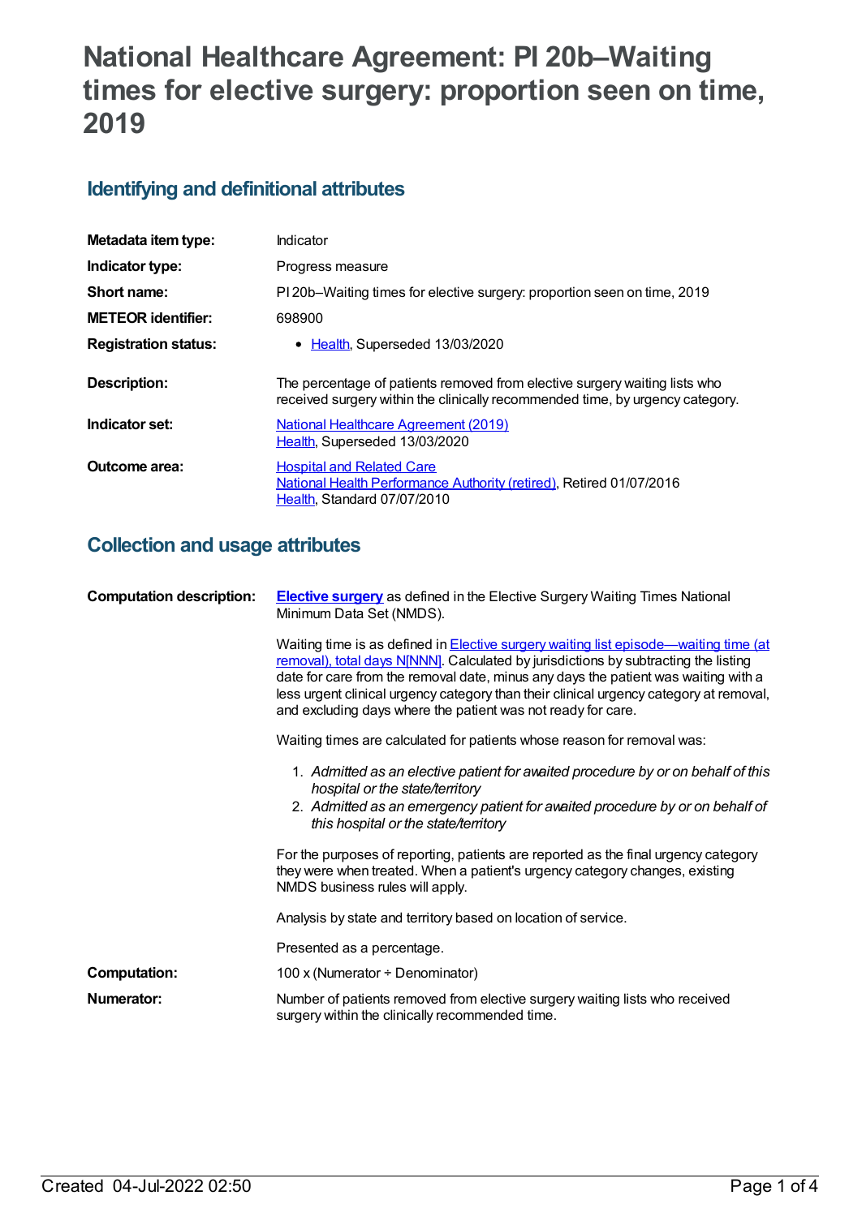# National Healthcare Agreement: PI 20b–Waiting times for elective surgery: proportion seen on time, 2019

## Identifying and definitional attributes

| | |
|---|---|
| **Metadata item type:** | Indicator |
| **Indicator type:** | Progress measure |
| **Short name:** | PI 20b–Waiting times for elective surgery: proportion seen on time, 2019 |
| **METEOR identifier:** | 698900 |
| **Registration status:** | • Health, Superseded 13/03/2020 |
| **Description:** | The percentage of patients removed from elective surgery waiting lists who received surgery within the clinically recommended time, by urgency category. |
| **Indicator set:** | National Healthcare Agreement (2019) Health, Superseded 13/03/2020 |
| **Outcome area:** | Hospital and Related Care National Health Performance Authority (retired), Retired 01/07/2016 Health, Standard 07/07/2010 |

## Collection and usage attributes

**Computation description:**

**Elective surgery** as defined in the Elective Surgery Waiting Times National Minimum Data Set (NMDS).

Waiting time is as defined in Elective surgery waiting list episode—waiting time (at removal), total days N[NNN]. Calculated by jurisdictions by subtracting the listing date for care from the removal date, minus any days the patient was waiting with a less urgent clinical urgency category than their clinical urgency category at removal, and excluding days where the patient was not ready for care.

Waiting times are calculated for patients whose reason for removal was:

1. *Admitted as an elective patient for awaited procedure by or on behalf of this hospital or the state/territory*
2. *Admitted as an emergency patient for awaited procedure by or on behalf of this hospital or the state/territory*

For the purposes of reporting, patients are reported as the final urgency category they were when treated. When a patient's urgency category changes, existing NMDS business rules will apply.

Analysis by state and territory based on location of service.

Presented as a percentage.

**Computation:** 100 x (Numerator ÷ Denominator)

**Numerator:** Number of patients removed from elective surgery waiting lists who received surgery within the clinically recommended time.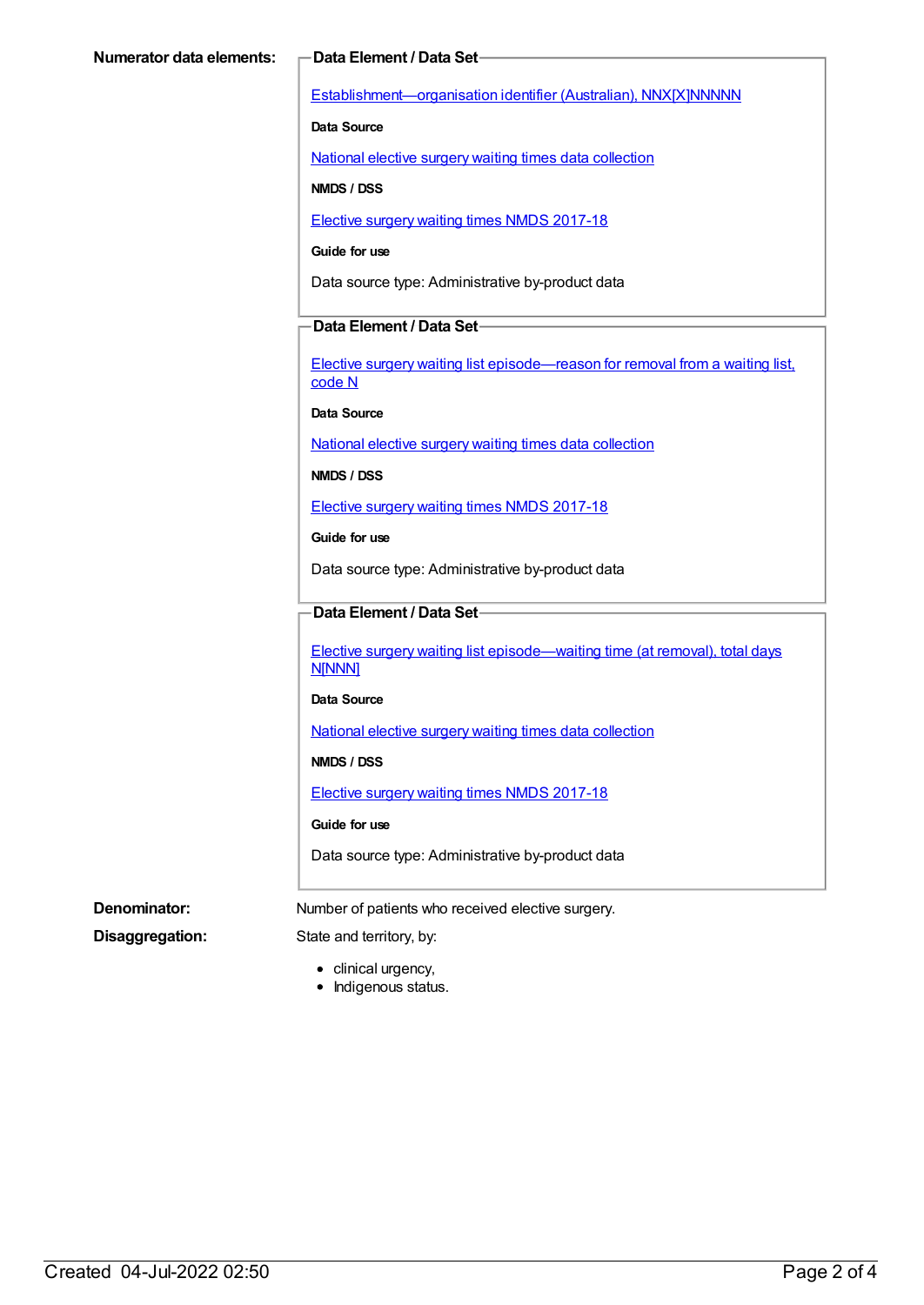**Numerator data elements:**

**Data Element / Data Set**

Establishment—organisation identifier (Australian), NNX[X]NNNNN

**Data Source**

National elective surgery waiting times data collection

**NMDS / DSS**

Elective surgery waiting times NMDS 2017-18

**Guide for use**

Data source type: Administrative by-product data

**Data Element / Data Set**

Elective surgery waiting list episode—reason for removal from a waiting list, code N

**Data Source**

National elective surgery waiting times data collection

**NMDS / DSS**

Elective surgery waiting times NMDS 2017-18

**Guide for use**

Data source type: Administrative by-product data

**Data Element / Data Set**

Elective surgery waiting list episode—waiting time (at removal), total days N[NNN]

**Data Source**

National elective surgery waiting times data collection

**NMDS / DSS**

Elective surgery waiting times NMDS 2017-18

**Guide for use**

Data source type: Administrative by-product data

**Denominator:** Number of patients who received elective surgery.

**Disaggregation:** State and territory, by:

- clinical urgency,
- Indigenous status.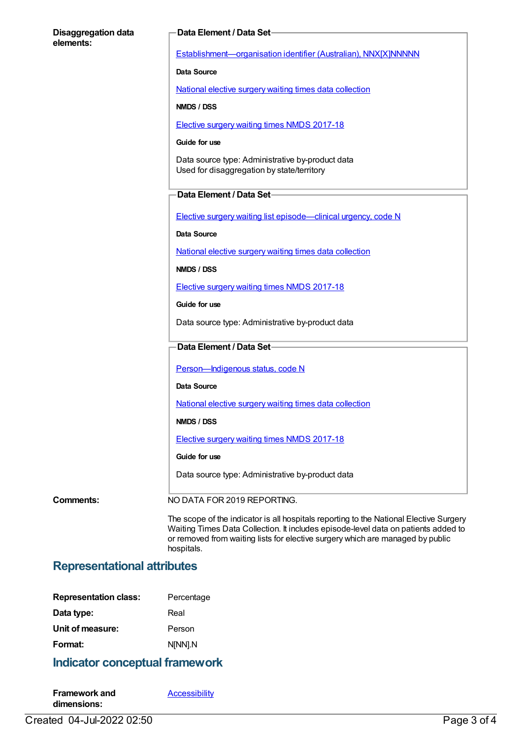**Disaggregation data elements:**

**Data Element / Data Set**

Establishment—organisation identifier (Australian), NNX[X]NNNNN

**Data Source**

National elective surgery waiting times data collection

**NMDS / DSS**

Elective surgery waiting times NMDS 2017-18

**Guide for use**

Data source type: Administrative by-product data
Used for disaggregation by state/territory

**Data Element / Data Set**

Elective surgery waiting list episode—clinical urgency, code N

**Data Source**

National elective surgery waiting times data collection

**NMDS / DSS**

Elective surgery waiting times NMDS 2017-18

**Guide for use**

Data source type: Administrative by-product data

**Data Element / Data Set**

Person—Indigenous status, code N

**Data Source**

National elective surgery waiting times data collection

**NMDS / DSS**

Elective surgery waiting times NMDS 2017-18

**Guide for use**

Data source type: Administrative by-product data

**Comments:** NO DATA FOR 2019 REPORTING.

The scope of the indicator is all hospitals reporting to the National Elective Surgery Waiting Times Data Collection. It includes episode-level data on patients added to or removed from waiting lists for elective surgery which are managed by public hospitals.

## Representational attributes

**Representation class:** Percentage

**Data type:** Real

**Unit of measure:** Person

**Format:** N[NN].N

## Indicator conceptual framework

**Framework and dimensions:** Accessibility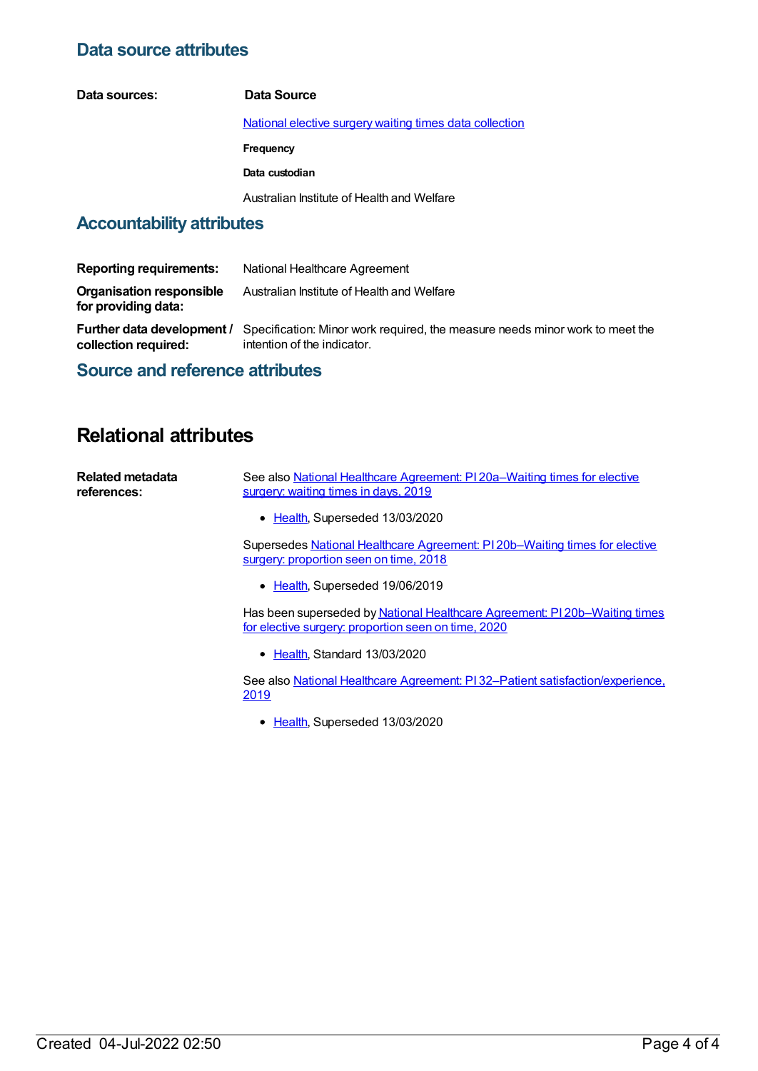## Data source attributes

**Data sources:**

**Data Source**

National elective surgery waiting times data collection

**Frequency**

**Data custodian**

Australian Institute of Health and Welfare

## Accountability attributes

**Reporting requirements:** National Healthcare Agreement

**Organisation responsible for providing data:** Australian Institute of Health and Welfare

**Further data development / collection required:** Specification: Minor work required, the measure needs minor work to meet the intention of the indicator.

## Source and reference attributes

# Relational attributes

**Related metadata references:**

See also National Healthcare Agreement: PI 20a–Waiting times for elective surgery: waiting times in days, 2019

- Health, Superseded 13/03/2020

Supersedes National Healthcare Agreement: PI 20b–Waiting times for elective surgery: proportion seen on time, 2018

- Health, Superseded 19/06/2019

Has been superseded by National Healthcare Agreement: PI 20b–Waiting times for elective surgery: proportion seen on time, 2020

- Health, Standard 13/03/2020

See also National Healthcare Agreement: PI 32–Patient satisfaction/experience, 2019

- Health, Superseded 13/03/2020